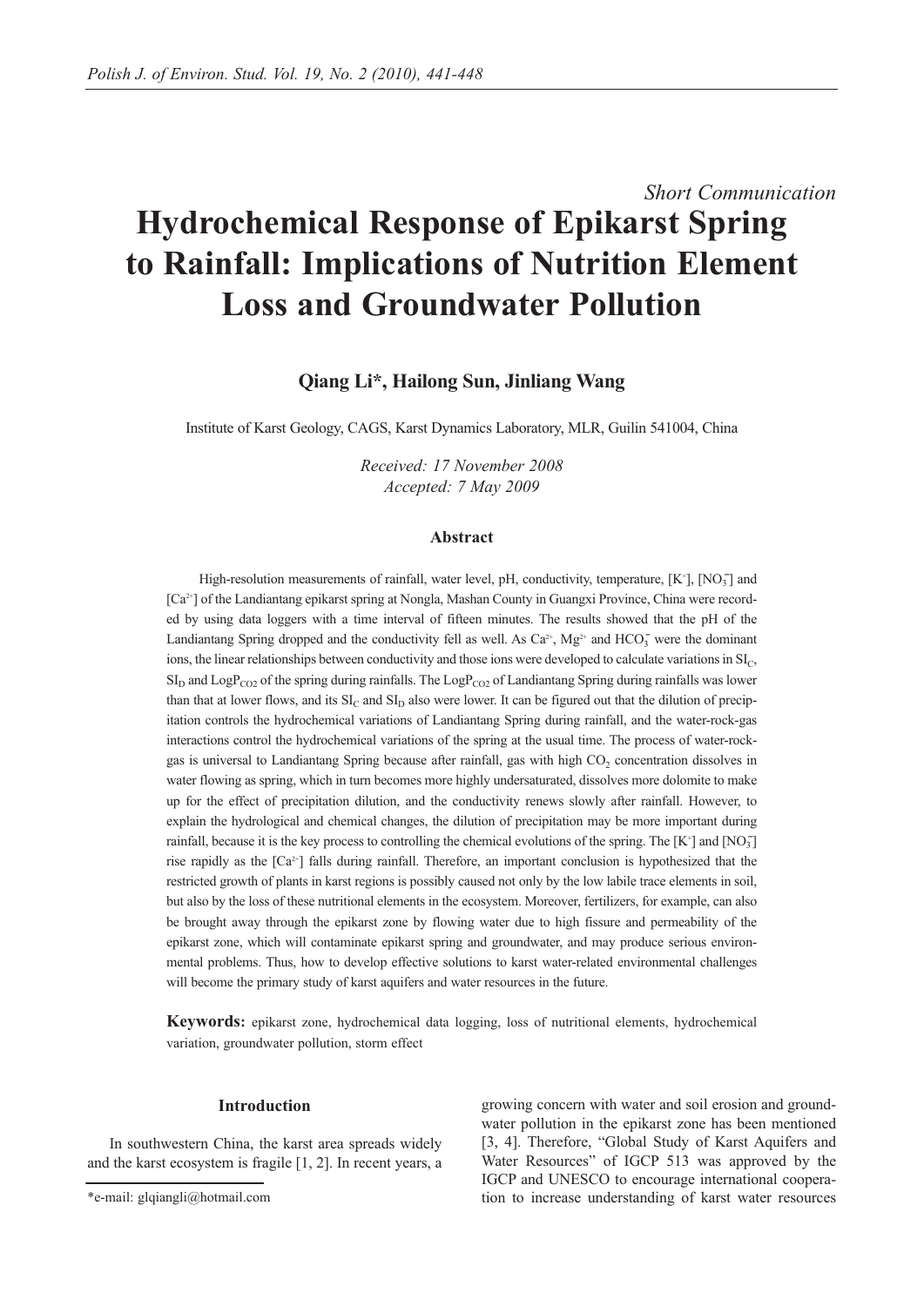*Short Communication*

# Hydrochemical Response of Epikarst Spring to Rainfall: Implications of Nutrition Element Loss and Groundwater Pollution

**Qiang Li*, Hailong Sun, Jinliang Wang**

Institute of Karst Geology, CAGS, Karst Dynamics Laboratory, MLR, Guilin 541004, China

*Received: 17 November 2008*
*Accepted: 7 May 2009*

### Abstract

High-resolution measurements of rainfall, water level, pH, conductivity, temperature, [$K^+$], [$NO_3^-$] and [$Ca^{2+}$] of the Landiantang epikarst spring at Nongla, Mashan County in Guangxi Province, China were recorded by using data loggers with a time interval of fifteen minutes. The results showed that the pH of the Landiantang Spring dropped and the conductivity fell as well. As $Ca^{2+}$, $Mg^{2+}$ and $HCO_3^-$ were the dominant ions, the linear relationships between conductivity and those ions were developed to calculate variations in $SI_C$, $SI_D$ and $LogP_{CO2}$ of the spring during rainfalls. The $LogP_{CO2}$ of Landiantang Spring during rainfalls was lower than that at lower flows, and its $SI_C$ and $SI_D$ also were lower. It can be figured out that the dilution of precipitation controls the hydrochemical variations of Landiantang Spring during rainfall, and the water-rock-gas interactions control the hydrochemical variations of the spring at the usual time. The process of water-rock-gas is universal to Landiantang Spring because after rainfall, gas with high $CO_2$ concentration dissolves in water flowing as spring, which in turn becomes more highly undersaturated, dissolves more dolomite to make up for the effect of precipitation dilution, and the conductivity renews slowly after rainfall. However, to explain the hydrological and chemical changes, the dilution of precipitation may be more important during rainfall, because it is the key process to controlling the chemical evolutions of the spring. The [$K^+$] and [$NO_3^-$] rise rapidly as the [$Ca^{2+}$] falls during rainfall. Therefore, an important conclusion is hypothesized that the restricted growth of plants in karst regions is possibly caused not only by the low labile trace elements in soil, but also by the loss of these nutritional elements in the ecosystem. Moreover, fertilizers, for example, can also be brought away through the epikarst zone by flowing water due to high fissure and permeability of the epikarst zone, which will contaminate epikarst spring and groundwater, and may produce serious environmental problems. Thus, how to develop effective solutions to karst water-related environmental challenges will become the primary study of karst aquifers and water resources in the future.

**Keywords:** epikarst zone, hydrochemical data logging, loss of nutritional elements, hydrochemical variation, groundwater pollution, storm effect

### Introduction

In southwestern China, the karst area spreads widely and the karst ecosystem is fragile [1, 2]. In recent years, a growing concern with water and soil erosion and groundwater pollution in the epikarst zone has been mentioned [3, 4]. Therefore, "Global Study of Karst Aquifers and Water Resources" of IGCP 513 was approved by the IGCP and UNESCO to encourage international cooperation to increase understanding of karst water resources

*e-mail: glqiangli@hotmail.com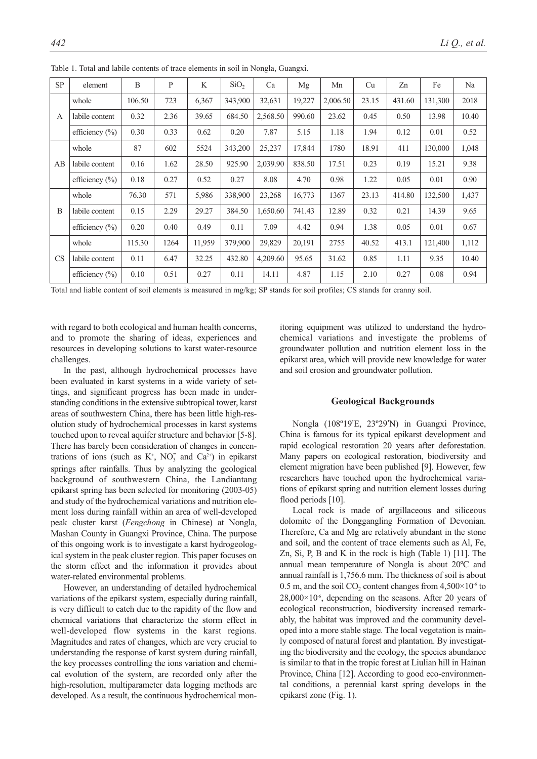Table 1. Total and labile contents of trace elements in soil in Nongla, Guangxi.

| SP | element | B | P | K | $SiO_2$ | Ca | Mg | Mn | Cu | Zn | Fe | Na |
|---|---|---|---|---|---|---|---|---|---|---|---|---|
| A | whole | 106.50 | 723 | 6,367 | 343,900 | 32,631 | 19,227 | 2,006.50 | 23.15 | 431.60 | 131,300 | 2018 |
| | labile content | 0.32 | 2.36 | 39.65 | 684.50 | 2,568.50 | 990.60 | 23.62 | 0.45 | 0.50 | 13.98 | 10.40 |
| | efficiency (%) | 0.30 | 0.33 | 0.62 | 0.20 | 7.87 | 5.15 | 1.18 | 1.94 | 0.12 | 0.01 | 0.52 |
| AB | whole | 87 | 602 | 5524 | 343,200 | 25,237 | 17,844 | 1780 | 18.91 | 411 | 130,000 | 1,048 |
| | labile content | 0.16 | 1.62 | 28.50 | 925.90 | 2,039.90 | 838.50 | 17.51 | 0.23 | 0.19 | 15.21 | 9.38 |
| | efficiency (%) | 0.18 | 0.27 | 0.52 | 0.27 | 8.08 | 4.70 | 0.98 | 1.22 | 0.05 | 0.01 | 0.90 |
| B | whole | 76.30 | 571 | 5,986 | 338,900 | 23,268 | 16,773 | 1367 | 23.13 | 414.80 | 132,500 | 1,437 |
| | labile content | 0.15 | 2.29 | 29.27 | 384.50 | 1,650.60 | 741.43 | 12.89 | 0.32 | 0.21 | 14.39 | 9.65 |
| | efficiency (%) | 0.20 | 0.40 | 0.49 | 0.11 | 7.09 | 4.42 | 0.94 | 1.38 | 0.05 | 0.01 | 0.67 |
| CS | whole | 115.30 | 1264 | 11,959 | 379,900 | 29,829 | 20,191 | 2755 | 40.52 | 413.1 | 121,400 | 1,112 |
| | labile content | 0.11 | 6.47 | 32.25 | 432.80 | 4,209.60 | 95.65 | 31.62 | 0.85 | 1.11 | 9.35 | 10.40 |
| | efficiency (%) | 0.10 | 0.51 | 0.27 | 0.11 | 14.11 | 4.87 | 1.15 | 2.10 | 0.27 | 0.08 | 0.94 |

Total and liable content of soil elements is measured in mg/kg; SP stands for soil profiles; CS stands for cranny soil.

with regard to both ecological and human health concerns, and to promote the sharing of ideas, experiences and resources in developing solutions to karst water-resource challenges.

In the past, although hydrochemical processes have been evaluated in karst systems in a wide variety of settings, and significant progress has been made in understanding conditions in the extensive subtropical tower, karst areas of southwestern China, there has been little high-resolution study of hydrochemical processes in karst systems touched upon to reveal aquifer structure and behavior [5-8]. There has barely been consideration of changes in concentrations of ions (such as $K^+$, $NO_3^-$ and $Ca^{2+}$) in epikarst springs after rainfalls. Thus by analyzing the geological background of southwestern China, the Landiantang epikarst spring has been selected for monitoring (2003-05) and study of the hydrochemical variations and nutrition element loss during rainfall within an area of well-developed peak cluster karst (*Fengchong* in Chinese) at Nongla, Mashan County in Guangxi Province, China. The purpose of this ongoing work is to investigate a karst hydrogeological system in the peak cluster region. This paper focuses on the storm effect and the information it provides about water-related environmental problems.

However, an understanding of detailed hydrochemical variations of the epikarst system, especially during rainfall, is very difficult to catch due to the rapidity of the flow and chemical variations that characterize the storm effect in well-developed flow systems in the karst regions. Magnitudes and rates of changes, which are very crucial to understanding the response of karst system during rainfall, the key processes controlling the ions variation and chemical evolution of the system, are recorded only after the high-resolution, multiparameter data logging methods are developed. As a result, the continuous hydrochemical monitoring equipment was utilized to understand the hydrochemical variations and investigate the problems of groundwater pollution and nutrition element loss in the epikarst area, which will provide new knowledge for water and soil erosion and groundwater pollution.

## Geological Backgrounds

Nongla (108º19'E, 23º29'N) in Guangxi Province, China is famous for its typical epikarst development and rapid ecological restoration 20 years after deforestation. Many papers on ecological restoration, biodiversity and element migration have been published [9]. However, few researchers have touched upon the hydrochemical variations of epikarst spring and nutrition element losses during flood periods [10].

Local rock is made of argillaceous and siliceous dolomite of the Donggangling Formation of Devonian. Therefore, Ca and Mg are relatively abundant in the stone and soil, and the content of trace elements such as Al, Fe, Zn, Si, P, B and K in the rock is high (Table 1) [11]. The annual mean temperature of Nongla is about 20ºC and annual rainfall is 1,756.6 mm. The thickness of soil is about 0.5 m, and the soil $CO_2$ content changes from $4{,}500\times10^{-6}$ to $28{,}000\times10^{-6}$, depending on the seasons. After 20 years of ecological reconstruction, biodiversity increased remarkably, the habitat was improved and the community developed into a more stable stage. The local vegetation is mainly composed of natural forest and plantation. By investigating the biodiversity and the ecology, the species abundance is similar to that in the tropic forest at Liulian hill in Hainan Province, China [12]. According to good eco-environmental conditions, a perennial karst spring develops in the epikarst zone (Fig. 1).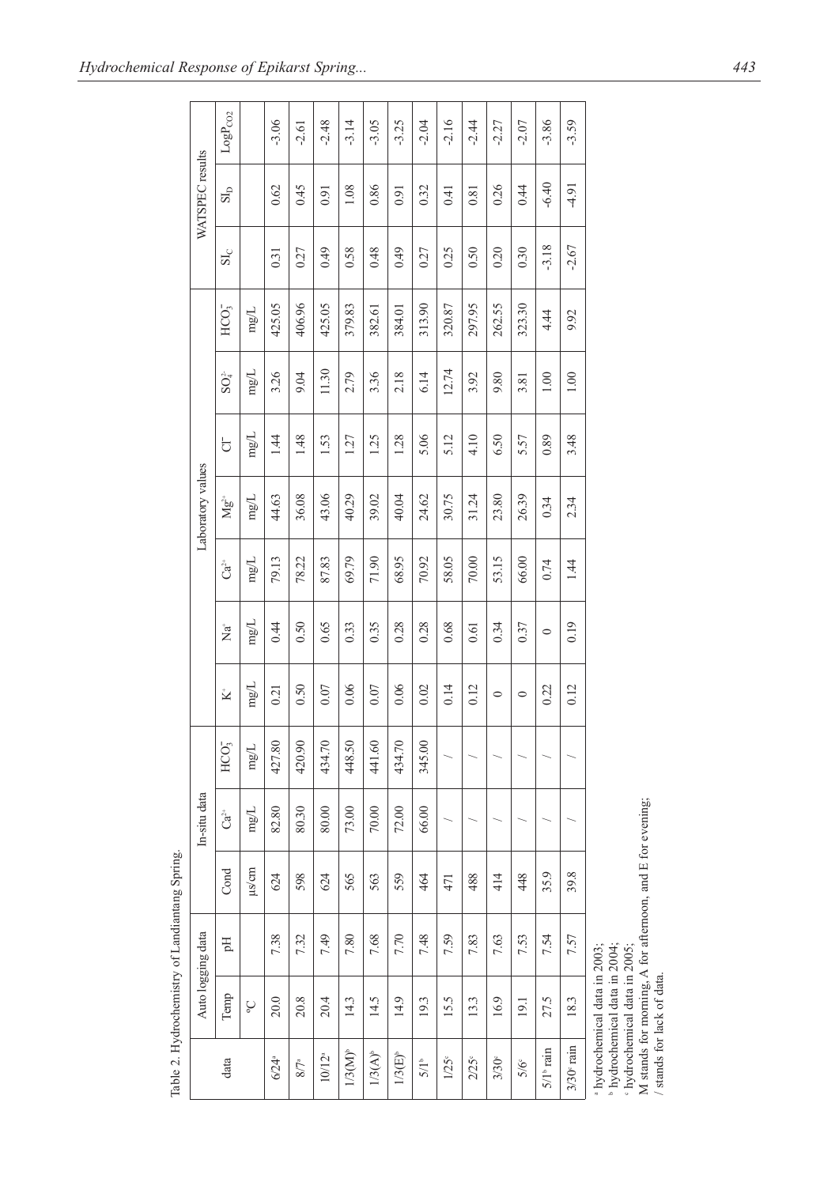Table 2. Hydrochemistry of Landiantang Spring.

| data | Auto logging data | | In-situ data | | | Laboratory values | | | | | | | | WATSPEC results | | |
|---|---|---|---|---|---|---|---|---|---|---|---|---|---|---|---|---|
| | Temp | pH | Cond | $Ca^{2+}$ | $HCO_3^-$ | $K^+$ | $Na^+$ | $Ca^{2+}$ | $Mg^{2+}$ | $Cl^-$ | $SO_4^{2-}$ | $HCO_3^-$ | $SI_C$ | $SI_D$ | $LogP_{CO2}$ |
| | ℃ | | μs/cm | mg/L | mg/L | mg/L | mg/L | mg/L | mg/L | mg/L | mg/L | mg/L | | | |
| 6/24[a] | 20.0 | 7.38 | 624 | 82.80 | 427.80 | 0.21 | 0.44 | 79.13 | 44.63 | 1.44 | 3.26 | 425.05 | 0.31 | 0.62 | -3.06 |
| 8/7[a] | 20.8 | 7.32 | 598 | 80.30 | 420.90 | 0.50 | 0.50 | 78.22 | 36.08 | 1.48 | 9.04 | 406.96 | 0.27 | 0.45 | -2.61 |
| 10/12[a] | 20.4 | 7.49 | 624 | 80.00 | 434.70 | 0.07 | 0.65 | 87.83 | 43.06 | 1.53 | 11.30 | 425.05 | 0.49 | 0.91 | -2.48 |
| 1/3(M)[b] | 14.3 | 7.80 | 565 | 73.00 | 448.50 | 0.06 | 0.33 | 69.79 | 40.29 | 1.27 | 2.79 | 379.83 | 0.58 | 1.08 | -3.14 |
| 1/3(A)[b] | 14.5 | 7.68 | 563 | 70.00 | 441.60 | 0.07 | 0.35 | 71.90 | 39.02 | 1.25 | 3.36 | 382.61 | 0.48 | 0.86 | -3.05 |
| 1/3(E)[b] | 14.9 | 7.70 | 559 | 72.00 | 434.70 | 0.06 | 0.28 | 68.95 | 40.04 | 1.28 | 2.18 | 384.01 | 0.49 | 0.91 | -3.25 |
| 5/1[b] | 19.3 | 7.48 | 464 | 66.00 | 345.00 | 0.02 | 0.28 | 70.92 | 24.62 | 5.06 | 6.14 | 313.90 | 0.27 | 0.32 | -2.04 |
| 1/25[c] | 15.5 | 7.59 | 471 | / | / | 0.14 | 0.68 | 58.05 | 30.75 | 5.12 | 12.74 | 320.87 | 0.25 | 0.41 | -2.16 |
| 2/25[c] | 13.3 | 7.83 | 488 | / | / | 0.12 | 0.61 | 70.00 | 31.24 | 4.10 | 3.92 | 297.95 | 0.50 | 0.81 | -2.44 |
| 3/30[c] | 16.9 | 7.63 | 414 | / | / | 0 | 0.34 | 53.15 | 23.80 | 6.50 | 9.80 | 262.55 | 0.20 | 0.26 | -2.27 |
| 5/6[c] | 19.1 | 7.53 | 448 | / | / | 0 | 0.37 | 66.00 | 26.39 | 5.57 | 3.81 | 323.30 | 0.30 | 0.44 | -2.07 |
| 5/1[b] rain | 27.5 | 7.54 | 35.9 | / | / | 0.22 | 0 | 0.74 | 0.34 | 0.89 | 1.00 | 4.44 | -3.18 | -6.40 | -3.86 |
| 3/30[c] rain | 18.3 | 7.57 | 39.8 | / | / | 0.12 | 0.19 | 1.44 | 2.34 | 3.48 | 1.00 | 9.92 | -2.67 | -4.91 | -3.59 |

[a] hydrochemical data in 2003;
[b] hydrochemical data in 2004;
[c] hydrochemical data in 2005;
M stands for morning, A for afternoon, and E for evening;
/ stands for lack of data.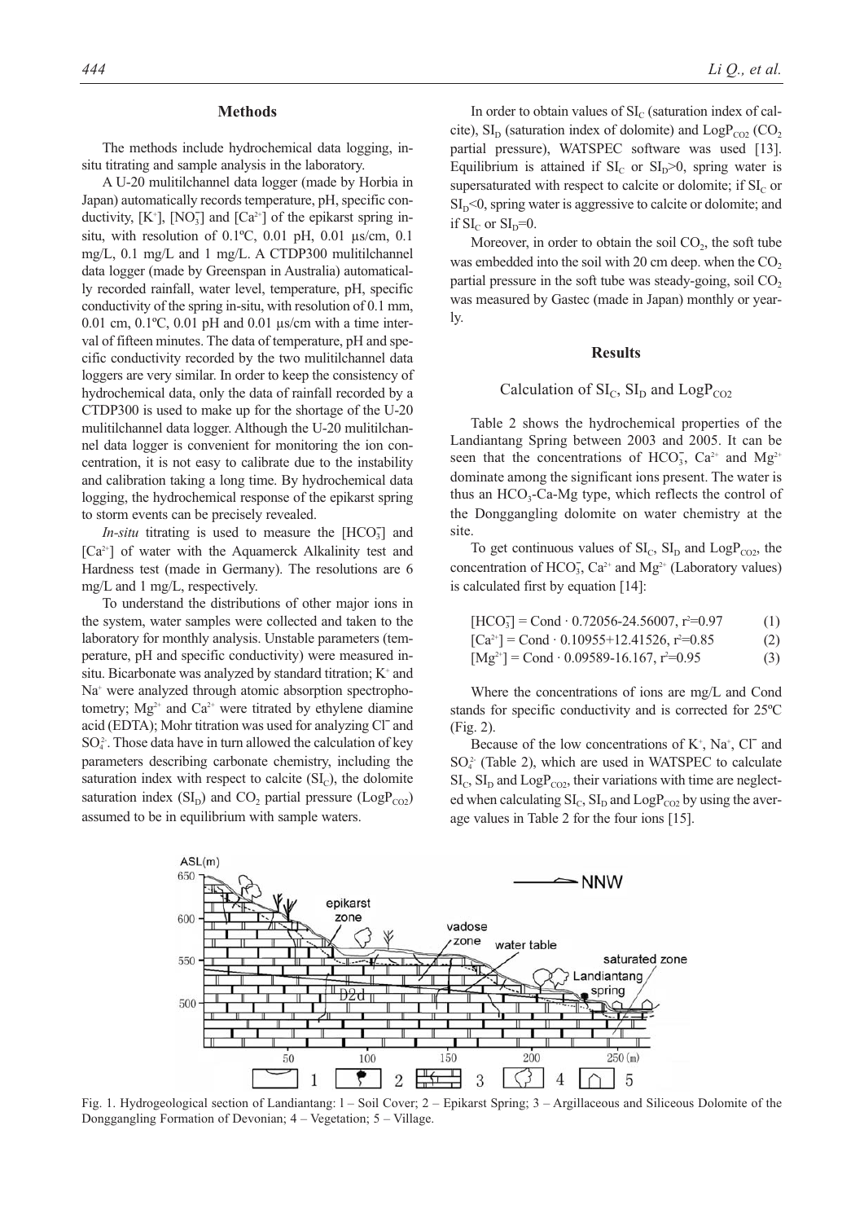## Methods

The methods include hydrochemical data logging, in-situ titrating and sample analysis in the laboratory.

A U-20 mulitilchannel data logger (made by Horbia in Japan) automatically records temperature, pH, specific conductivity, $[K^+]$, $[NO_3^-]$ and $[Ca^{2+}]$ of the epikarst spring in-situ, with resolution of 0.1ºC, 0.01 pH, 0.01 µs/cm, 0.1 mg/L, 0.1 mg/L and 1 mg/L. A CTDP300 mulitilchannel data logger (made by Greenspan in Australia) automatically recorded rainfall, water level, temperature, pH, specific conductivity of the spring in-situ, with resolution of 0.1 mm, 0.01 cm, 0.1ºC, 0.01 pH and 0.01 µs/cm with a time interval of fifteen minutes. The data of temperature, pH and specific conductivity recorded by the two mulitilchannel data loggers are very similar. In order to keep the consistency of hydrochemical data, only the data of rainfall recorded by a CTDP300 is used to make up for the shortage of the U-20 mulitilchannel data logger. Although the U-20 mulitilchannel data logger is convenient for monitoring the ion concentration, it is not easy to calibrate due to the instability and calibration taking a long time. By hydrochemical data logging, the hydrochemical response of the epikarst spring to storm events can be precisely revealed.

*In-situ* titrating is used to measure the $[HCO_3^-]$ and $[Ca^{2+}]$ of water with the Aquamerck Alkalinity test and Hardness test (made in Germany). The resolutions are 6 mg/L and 1 mg/L, respectively.

To understand the distributions of other major ions in the system, water samples were collected and taken to the laboratory for monthly analysis. Unstable parameters (temperature, pH and specific conductivity) were measured in-situ. Bicarbonate was analyzed by standard titration; $K^+$ and $Na^+$ were analyzed through atomic absorption spectrophotometry; $Mg^{2+}$ and $Ca^{2+}$ were titrated by ethylene diamine acid (EDTA); Mohr titration was used for analyzing $Cl^-$ and $SO_4^{2-}$. Those data have in turn allowed the calculation of key parameters describing carbonate chemistry, including the saturation index with respect to calcite ($SI_C$), the dolomite saturation index ($SI_D$) and $CO_2$ partial pressure ($LogP_{CO2}$) assumed to be in equilibrium with sample waters.

In order to obtain values of $SI_C$ (saturation index of calcite), $SI_D$ (saturation index of dolomite) and $LogP_{CO2}$ ($CO_2$ partial pressure), WATSPEC software was used [13]. Equilibrium is attained if $SI_C$ or $SI_D>0$, spring water is supersaturated with respect to calcite or dolomite; if $SI_C$ or $SI_D<0$, spring water is aggressive to calcite or dolomite; and if $SI_C$ or $SI_D=0$.

Moreover, in order to obtain the soil $CO_2$, the soft tube was embedded into the soil with 20 cm deep. when the $CO_2$ partial pressure in the soft tube was steady-going, soil $CO_2$ was measured by Gastec (made in Japan) monthly or yearly.

## Results

### Calculation of $SI_C$, $SI_D$ and $LogP_{CO2}$

Table 2 shows the hydrochemical properties of the Landiantang Spring between 2003 and 2005. It can be seen that the concentrations of $HCO_3^-$, $Ca^{2+}$ and $Mg^{2+}$ dominate among the significant ions present. The water is thus an $HCO_3$-Ca-Mg type, which reflects the control of the Donggangling dolomite on water chemistry at the site.

To get continuous values of $SI_C$, $SI_D$ and $LogP_{CO2}$, the concentration of $HCO_3^-$, $Ca^{2+}$ and $Mg^{2+}$ (Laboratory values) is calculated first by equation [14]:

$$[HCO_3^-] = Cond \cdot 0.72056\text{-}24.56007,\ r^2\text{=}0.97 \quad (1)$$

$$[Ca^{2+}] = Cond \cdot 0.10955\text{+}12.41526,\ r^2\text{=}0.85 \quad (2)$$

$$[Mg^{2+}] = Cond \cdot 0.09589\text{-}16.167,\ r^2\text{=}0.95 \quad (3)$$

Where the concentrations of ions are mg/L and Cond stands for specific conductivity and is corrected for 25ºC (Fig. 2).

Because of the low concentrations of $K^+$, $Na^+$, $Cl^-$ and $SO_4^{2-}$ (Table 2), which are used in WATSPEC to calculate $SI_C$, $SI_D$ and $LogP_{CO2}$, their variations with time are neglected when calculating $SI_C$, $SI_D$ and $LogP_{CO2}$ by using the average values in Table 2 for the four ions [15].

Fig. 1. Hydrogeological section of Landiantang: 1 – Soil Cover; 2 – Epikarst Spring; 3 – Argillaceous and Siliceous Dolomite of the Donggangling Formation of Devonian; 4 – Vegetation; 5 – Village.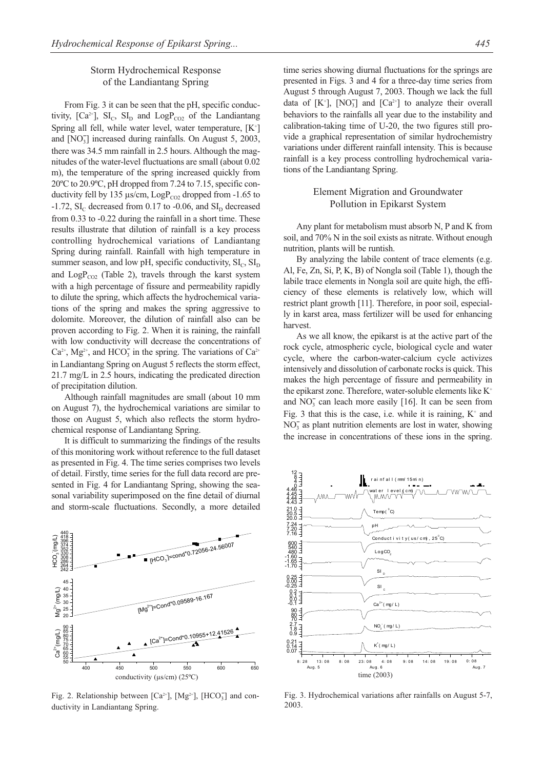## Storm Hydrochemical Response of the Landiantang Spring

From Fig. 3 it can be seen that the pH, specific conductivity, $[Ca^{2+}]$, $SI_C$, $SI_D$ and $LogP_{CO2}$ of the Landiantang Spring all fell, while water level, water temperature, $[K^+]$ and $[NO_3^-]$ increased during rainfalls. On August 5, 2003, there was 34.5 mm rainfall in 2.5 hours. Although the magnitudes of the water-level fluctuations are small (about 0.02 m), the temperature of the spring increased quickly from 20ºC to 20.9ºC, pH dropped from 7.24 to 7.15, specific conductivity fell by 135 μs/cm, $LogP_{CO2}$ dropped from -1.65 to -1.72, $SI_C$ decreased from 0.17 to -0.06, and $SI_D$ decreased from 0.33 to -0.22 during the rainfall in a short time. These results illustrate that dilution of rainfall is a key process controlling hydrochemical variations of Landiantang Spring during rainfall. Rainfall with high temperature in summer season, and low pH, specific conductivity, $SI_C$, $SI_D$ and $LogP_{CO2}$ (Table 2), travels through the karst system with a high percentage of fissure and permeability rapidly to dilute the spring, which affects the hydrochemical variations of the spring and makes the spring aggressive to dolomite. Moreover, the dilution of rainfall also can be proven according to Fig. 2. When it is raining, the rainfall with low conductivity will decrease the concentrations of $Ca^{2+}$, $Mg^{2+}$, and $HCO_3^-$ in the spring. The variations of $Ca^{2+}$ in Landiantang Spring on August 5 reflects the storm effect, 21.7 mg/L in 2.5 hours, indicating the predicated direction of precipitation dilution.

Although rainfall magnitudes are small (about 10 mm on August 7), the hydrochemical variations are similar to those on August 5, which also reflects the storm hydrochemical response of Landiantang Spring.

It is difficult to summarizing the findings of the results of this monitoring work without reference to the full dataset as presented in Fig. 4. The time series comprises two levels of detail. Firstly, time series for the full data record are presented in Fig. 4 for Landiantang Spring, showing the seasonal variability superimposed on the fine detail of diurnal and storm-scale fluctuations. Secondly, a more detailed time series showing diurnal fluctuations for the springs are presented in Figs. 3 and 4 for a three-day time series from August 5 through August 7, 2003. Though we lack the full data of $[K^+]$, $[NO_3^-]$ and $[Ca^{2+}]$ to analyze their overall behaviors to the rainfalls all year due to the instability and calibration-taking time of U-20, the two figures still provide a graphical representation of similar hydrochemistry variations under different rainfall intensity. This is because rainfall is a key process controlling hydrochemical variations of the Landiantang Spring.

Fig. 2. Relationship between $[Ca^{2+}]$, $[Mg^{2+}]$, $[HCO_3^-]$ and conductivity in Landiantang Spring.

## Element Migration and Groundwater Pollution in Epikarst System

Any plant for metabolism must absorb N, P and K from soil, and 70% N in the soil exists as nitrate. Without enough nutrition, plants will be runtish.

By analyzing the labile content of trace elements (e.g. Al, Fe, Zn, Si, P, K, B) of Nongla soil (Table 1), though the labile trace elements in Nongla soil are quite high, the efficiency of these elements is relatively low, which will restrict plant growth [11]. Therefore, in poor soil, especially in karst area, mass fertilizer will be used for enhancing harvest.

As we all know, the epikarst is at the active part of the rock cycle, atmospheric cycle, biological cycle and water cycle, where the carbon-water-calcium cycle activizes intensively and dissolution of carbonate rocks is quick. This makes the high percentage of fissure and permeability in the epikarst zone. Therefore, water-soluble elements like $K^+$ and $NO_3^-$ can leach more easily [16]. It can be seen from Fig. 3 that this is the case, i.e. while it is raining, $K^+$ and $NO_3^-$ as plant nutrition elements are lost in water, showing the increase in concentrations of these ions in the spring.

Fig. 3. Hydrochemical variations after rainfalls on August 5-7, 2003.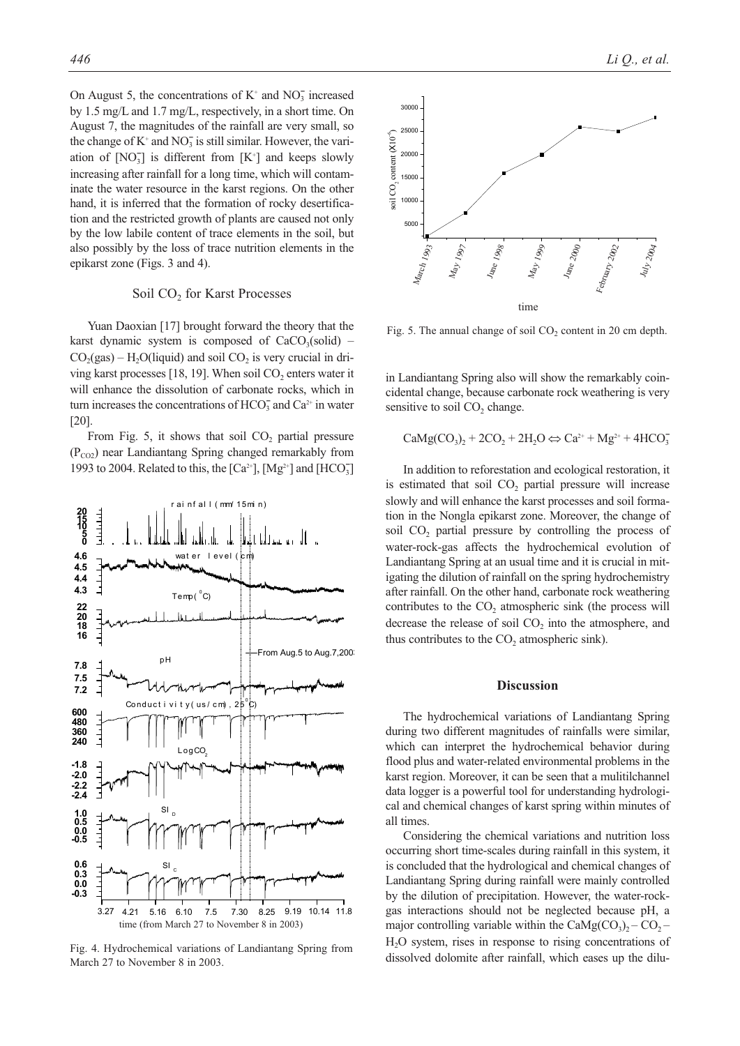On August 5, the concentrations of $K^+$ and $NO_3^-$ increased by 1.5 mg/L and 1.7 mg/L, respectively, in a short time. On August 7, the magnitudes of the rainfall are very small, so the change of $K^+$ and $NO_3^-$ is still similar. However, the variation of $[NO_3^-]$ is different from $[K^+]$ and keeps slowly increasing after rainfall for a long time, which will contaminate the water resource in the karst regions. On the other hand, it is inferred that the formation of rocky desertification and the restricted growth of plants are caused not only by the low labile content of trace elements in the soil, but also possibly by the loss of trace nutrition elements in the epikarst zone (Figs. 3 and 4).

## Soil $CO_2$ for Karst Processes

Yuan Daoxian [17] brought forward the theory that the karst dynamic system is composed of $CaCO_3$(solid) – $CO_2$(gas) – $H_2O$(liquid) and soil $CO_2$ is very crucial in driving karst processes [18, 19]. When soil $CO_2$ enters water it will enhance the dissolution of carbonate rocks, which in turn increases the concentrations of $HCO_3^-$ and $Ca^{2+}$ in water [20].

From Fig. 5, it shows that soil $CO_2$ partial pressure ($P_{CO2}$) near Landiantang Spring changed remarkably from 1993 to 2004. Related to this, the $[Ca^{2+}]$, $[Mg^{2+}]$ and $[HCO_3^-]$ in Landiantang Spring also will show the remarkably coincidental change, because carbonate rock weathering is very sensitive to soil $CO_2$ change.

Fig. 4. Hydrochemical variations of Landiantang Spring from March 27 to November 8 in 2003.

Fig. 5. The annual change of soil $CO_2$ content in 20 cm depth.

$$CaMg(CO_3)_2 + 2CO_2 + 2H_2O \Leftrightarrow Ca^{2+} + Mg^{2+} + 4HCO_3^-$$

In addition to reforestation and ecological restoration, it is estimated that soil $CO_2$ partial pressure will increase slowly and will enhance the karst processes and soil formation in the Nongla epikarst zone. Moreover, the change of soil $CO_2$ partial pressure by controlling the process of water-rock-gas affects the hydrochemical evolution of Landiantang Spring at an usual time and it is crucial in mitigating the dilution of rainfall on the spring hydrochemistry after rainfall. On the other hand, carbonate rock weathering contributes to the $CO_2$ atmospheric sink (the process will decrease the release of soil $CO_2$ into the atmosphere, and thus contributes to the $CO_2$ atmospheric sink).

## Discussion

The hydrochemical variations of Landiantang Spring during two different magnitudes of rainfalls were similar, which can interpret the hydrochemical behavior during flood plus and water-related environmental problems in the karst region. Moreover, it can be seen that a mulitilchannel data logger is a powerful tool for understanding hydrological and chemical changes of karst spring within minutes of all times.

Considering the chemical variations and nutrition loss occurring short time-scales during rainfall in this system, it is concluded that the hydrological and chemical changes of Landiantang Spring during rainfall were mainly controlled by the dilution of precipitation. However, the water-rock-gas interactions should not be neglected because pH, a major controlling variable within the $CaMg(CO_3)_2 – CO_2 – H_2O$ system, rises in response to rising concentrations of dissolved dolomite after rainfall, which eases up the dilu-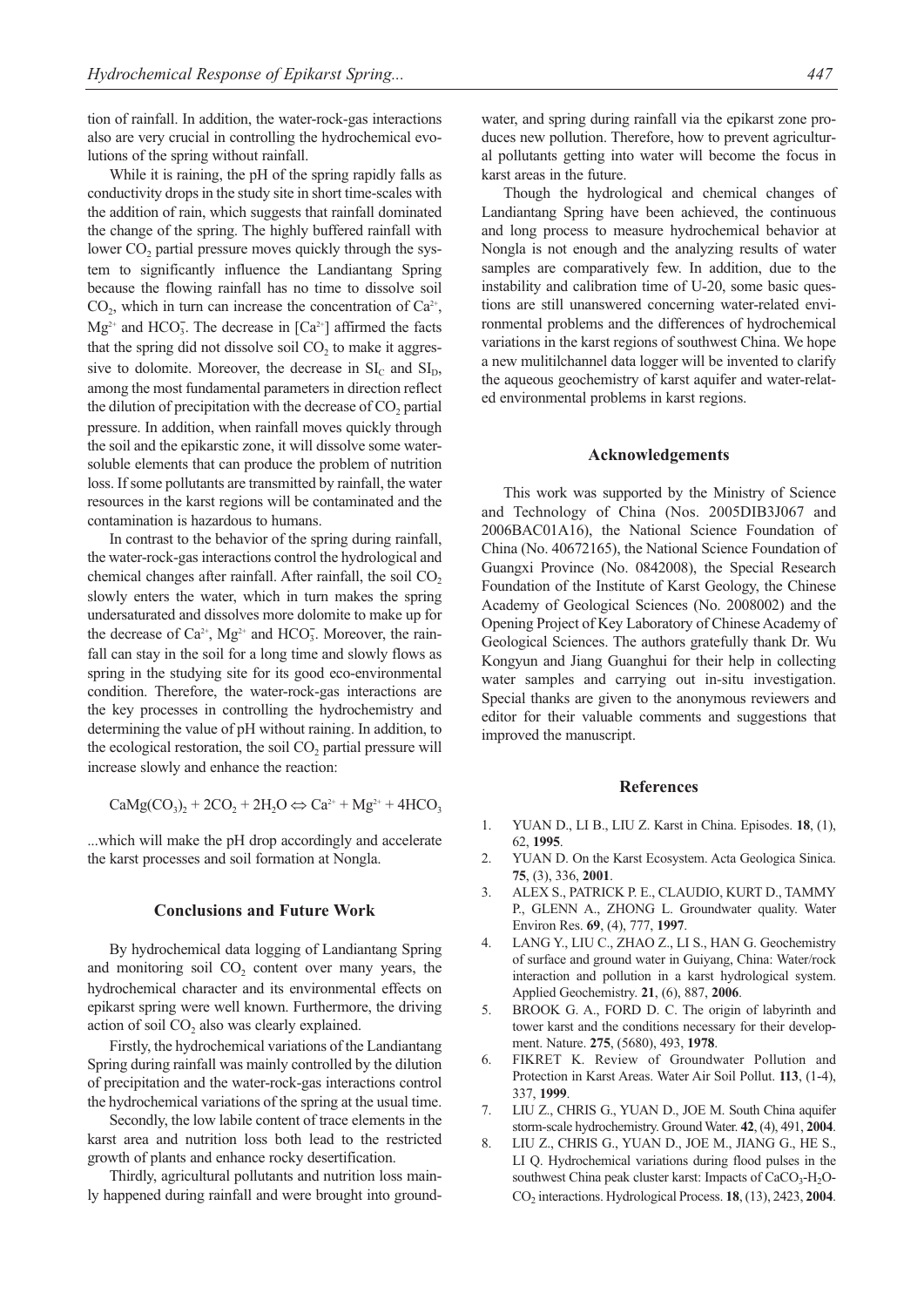tion of rainfall. In addition, the water-rock-gas interactions also are very crucial in controlling the hydrochemical evolutions of the spring without rainfall.

While it is raining, the pH of the spring rapidly falls as conductivity drops in the study site in short time-scales with the addition of rain, which suggests that rainfall dominated the change of the spring. The highly buffered rainfall with lower $CO_2$ partial pressure moves quickly through the system to significantly influence the Landiantang Spring because the flowing rainfall has no time to dissolve soil $CO_2$, which in turn can increase the concentration of $Ca^{2+}$, $Mg^{2+}$ and $HCO_3^-$. The decrease in $[Ca^{2+}]$ affirmed the facts that the spring did not dissolve soil $CO_2$ to make it aggressive to dolomite. Moreover, the decrease in $SI_C$ and $SI_D$, among the most fundamental parameters in direction reflect the dilution of precipitation with the decrease of $CO_2$ partial pressure. In addition, when rainfall moves quickly through the soil and the epikarstic zone, it will dissolve some water-soluble elements that can produce the problem of nutrition loss. If some pollutants are transmitted by rainfall, the water resources in the karst regions will be contaminated and the contamination is hazardous to humans.

In contrast to the behavior of the spring during rainfall, the water-rock-gas interactions control the hydrological and chemical changes after rainfall. After rainfall, the soil $CO_2$ slowly enters the water, which in turn makes the spring undersaturated and dissolves more dolomite to make up for the decrease of $Ca^{2+}$, $Mg^{2+}$ and $HCO_3^-$. Moreover, the rainfall can stay in the soil for a long time and slowly flows as spring in the studying site for its good eco-environmental condition. Therefore, the water-rock-gas interactions are the key processes in controlling the hydrochemistry and determining the value of pH without raining. In addition, to the ecological restoration, the soil $CO_2$ partial pressure will increase slowly and enhance the reaction:

$$CaMg(CO_3)_2 + 2CO_2 + 2H_2O \Leftrightarrow Ca^{2+} + Mg^{2+} + 4HCO_3$$

...which will make the pH drop accordingly and accelerate the karst processes and soil formation at Nongla.

## Conclusions and Future Work

By hydrochemical data logging of Landiantang Spring and monitoring soil $CO_2$ content over many years, the hydrochemical character and its environmental effects on epikarst spring were well known. Furthermore, the driving action of soil $CO_2$ also was clearly explained.

Firstly, the hydrochemical variations of the Landiantang Spring during rainfall was mainly controlled by the dilution of precipitation and the water-rock-gas interactions control the hydrochemical variations of the spring at the usual time.

Secondly, the low labile content of trace elements in the karst area and nutrition loss both lead to the restricted growth of plants and enhance rocky desertification.

Thirdly, agricultural pollutants and nutrition loss mainly happened during rainfall and were brought into groundwater, and spring during rainfall via the epikarst zone produces new pollution. Therefore, how to prevent agricultural pollutants getting into water will become the focus in karst areas in the future.

Though the hydrological and chemical changes of Landiantang Spring have been achieved, the continuous and long process to measure hydrochemical behavior at Nongla is not enough and the analyzing results of water samples are comparatively few. In addition, due to the instability and calibration time of U-20, some basic questions are still unanswered concerning water-related environmental problems and the differences of hydrochemical variations in the karst regions of southwest China. We hope a new mulitilchannel data logger will be invented to clarify the aqueous geochemistry of karst aquifer and water-related environmental problems in karst regions.

## Acknowledgements

This work was supported by the Ministry of Science and Technology of China (Nos. 2005DIB3J067 and 2006BAC01A16), the National Science Foundation of China (No. 40672165), the National Science Foundation of Guangxi Province (No. 0842008), the Special Research Foundation of the Institute of Karst Geology, the Chinese Academy of Geological Sciences (No. 2008002) and the Opening Project of Key Laboratory of Chinese Academy of Geological Sciences. The authors gratefully thank Dr. Wu Kongyun and Jiang Guanghui for their help in collecting water samples and carrying out in-situ investigation. Special thanks are given to the anonymous reviewers and editor for their valuable comments and suggestions that improved the manuscript.

## References

1. YUAN D., LI B., LIU Z. Karst in China. Episodes. **18**, (1), 62, **1995**.
2. YUAN D. On the Karst Ecosystem. Acta Geologica Sinica. **75**, (3), 336, **2001**.
3. ALEX S., PATRICK P. E., CLAUDIO, KURT D., TAMMY P., GLENN A., ZHONG L. Groundwater quality. Water Environ Res. **69**, (4), 777, **1997**.
4. LANG Y., LIU C., ZHAO Z., LI S., HAN G. Geochemistry of surface and ground water in Guiyang, China: Water/rock interaction and pollution in a karst hydrological system. Applied Geochemistry. **21**, (6), 887, **2006**.
5. BROOK G. A., FORD D. C. The origin of labyrinth and tower karst and the conditions necessary for their development. Nature. **275**, (5680), 493, **1978**.
6. FIKRET K. Review of Groundwater Pollution and Protection in Karst Areas. Water Air Soil Pollut. **113**, (1-4), 337, **1999**.
7. LIU Z., CHRIS G., YUAN D., JOE M. South China aquifer storm-scale hydrochemistry. Ground Water. **42**, (4), 491, **2004**.
8. LIU Z., CHRIS G., YUAN D., JOE M., JIANG G., HE S., LI Q. Hydrochemical variations during flood pulses in the southwest China peak cluster karst: Impacts of $CaCO_3$-$H_2O$-$CO_2$ interactions. Hydrological Process. **18**, (13), 2423, **2004**.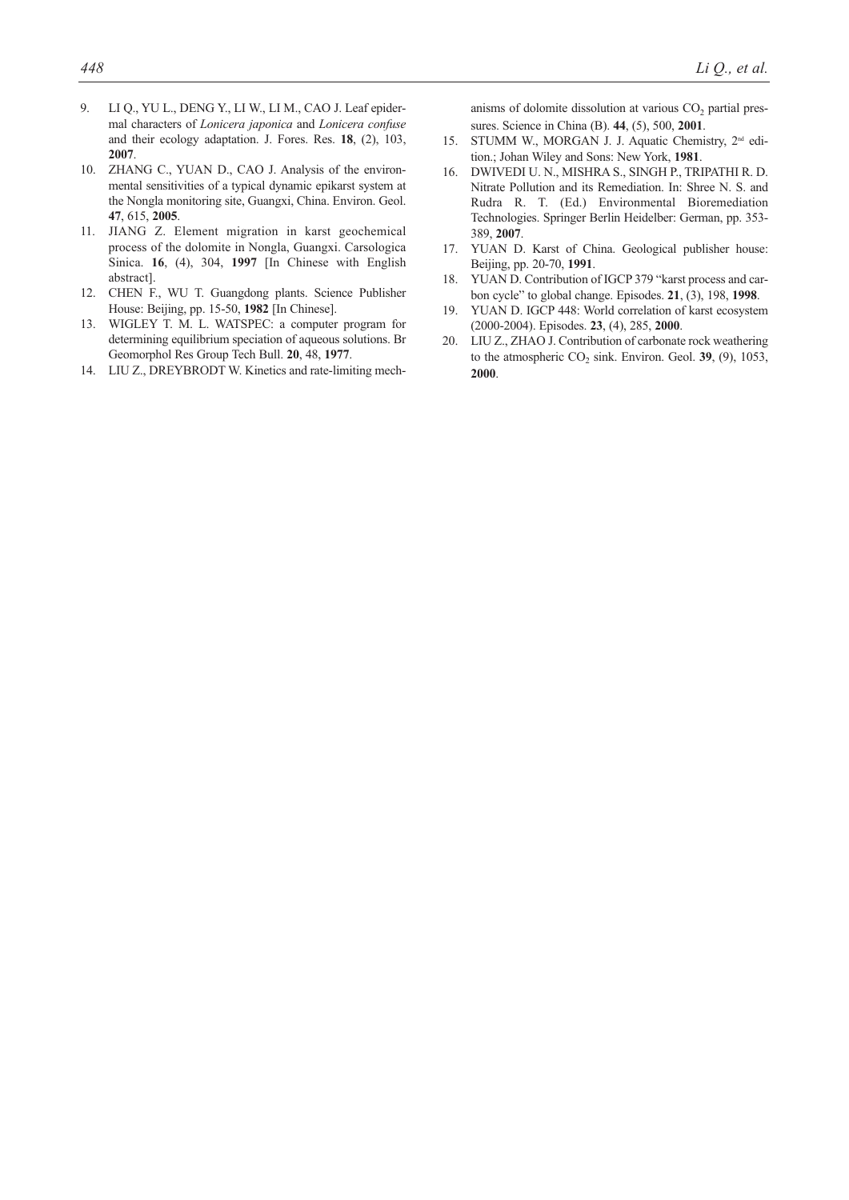9. LI Q., YU L., DENG Y., LI W., LI M., CAO J. Leaf epidermal characters of *Lonicera japonica* and *Lonicera confuse* and their ecology adaptation. J. Fores. Res. **18**, (2), 103, **2007**.
10. ZHANG C., YUAN D., CAO J. Analysis of the environmental sensitivities of a typical dynamic epikarst system at the Nongla monitoring site, Guangxi, China. Environ. Geol. **47**, 615, **2005**.
11. JIANG Z. Element migration in karst geochemical process of the dolomite in Nongla, Guangxi. Carsologica Sinica. **16**, (4), 304, **1997** [In Chinese with English abstract].
12. CHEN F., WU T. Guangdong plants. Science Publisher House: Beijing, pp. 15-50, **1982** [In Chinese].
13. WIGLEY T. M. L. WATSPEC: a computer program for determining equilibrium speciation of aqueous solutions. Br Geomorphol Res Group Tech Bull. **20**, 48, **1977**.
14. LIU Z., DREYBRODT W. Kinetics and rate-limiting mechanisms of dolomite dissolution at various $CO_2$ partial pressures. Science in China (B). **44**, (5), 500, **2001**.
15. STUMM W., MORGAN J. J. Aquatic Chemistry, 2nd edition.; Johan Wiley and Sons: New York, **1981**.
16. DWIVEDI U. N., MISHRA S., SINGH P., TRIPATHI R. D. Nitrate Pollution and its Remediation. In: Shree N. S. and Rudra R. T. (Ed.) Environmental Bioremediation Technologies. Springer Berlin Heidelber: German, pp. 353-389, **2007**.
17. YUAN D. Karst of China. Geological publisher house: Beijing, pp. 20-70, **1991**.
18. YUAN D. Contribution of IGCP 379 "karst process and carbon cycle" to global change. Episodes. **21**, (3), 198, **1998**.
19. YUAN D. IGCP 448: World correlation of karst ecosystem (2000-2004). Episodes. **23**, (4), 285, **2000**.
20. LIU Z., ZHAO J. Contribution of carbonate rock weathering to the atmospheric $CO_2$ sink. Environ. Geol. **39**, (9), 1053, **2000**.